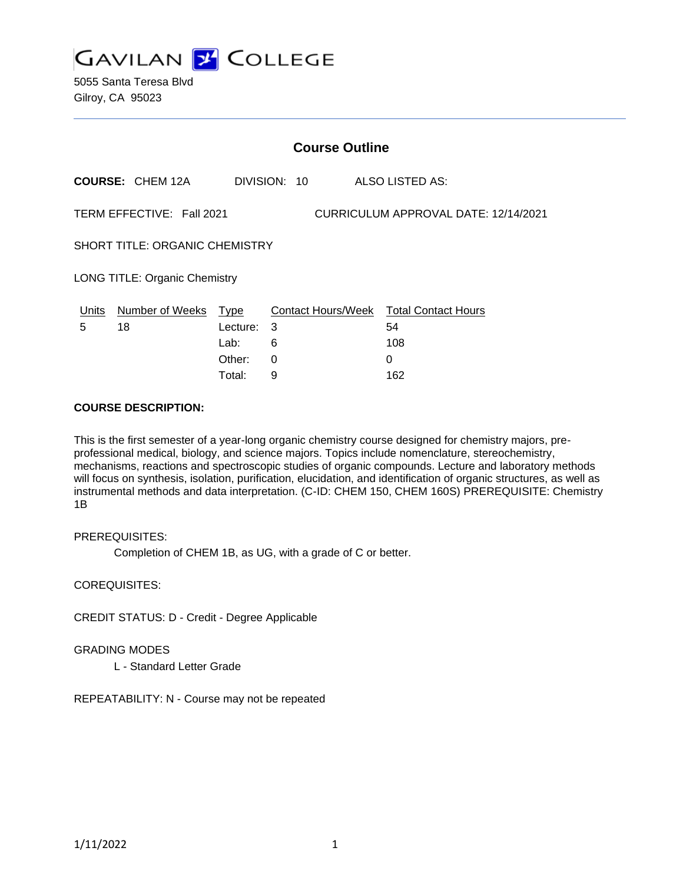# GAVILAN COLLEGE

5055 Santa Teresa Blvd
Gilroy, CA 95023

---

## Course Outline

**COURSE:** CHEM 12A DIVISION: 10 ALSO LISTED AS:

TERM EFFECTIVE: Fall 2021 CURRICULUM APPROVAL DATE: 12/14/2021

SHORT TITLE: ORGANIC CHEMISTRY

LONG TITLE: Organic Chemistry

| Units | Number of Weeks | Type | Contact Hours/Week | Total Contact Hours |
|---|---|---|---|---|
| 5 | 18 | Lecture: | 3 | 54 |
| | | Lab: | 6 | 108 |
| | | Other: | 0 | 0 |
| | | Total: | 9 | 162 |

**COURSE DESCRIPTION:**

This is the first semester of a year-long organic chemistry course designed for chemistry majors, pre-professional medical, biology, and science majors. Topics include nomenclature, stereochemistry, mechanisms, reactions and spectroscopic studies of organic compounds. Lecture and laboratory methods will focus on synthesis, isolation, purification, elucidation, and identification of organic structures, as well as instrumental methods and data interpretation. (C-ID: CHEM 150, CHEM 160S) PREREQUISITE: Chemistry 1B

PREREQUISITES:

Completion of CHEM 1B, as UG, with a grade of C or better.

COREQUISITES:

CREDIT STATUS: D - Credit - Degree Applicable

GRADING MODES

L - Standard Letter Grade

REPEATABILITY: N - Course may not be repeated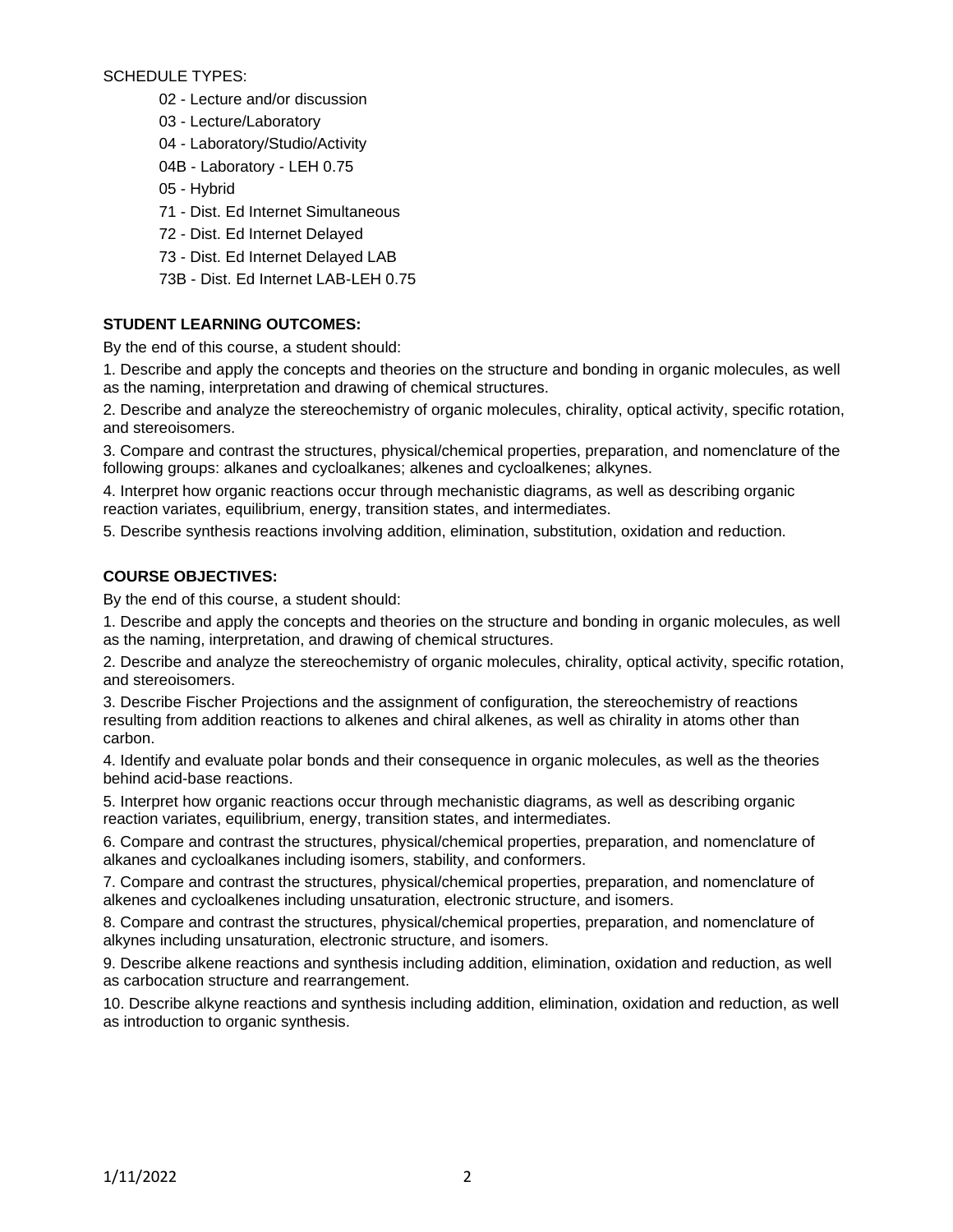SCHEDULE TYPES:

- 02 - Lecture and/or discussion
- 03 - Lecture/Laboratory
- 04 - Laboratory/Studio/Activity
- 04B - Laboratory - LEH 0.75
- 05 - Hybrid
- 71 - Dist. Ed Internet Simultaneous
- 72 - Dist. Ed Internet Delayed
- 73 - Dist. Ed Internet Delayed LAB
- 73B - Dist. Ed Internet LAB-LEH 0.75

**STUDENT LEARNING OUTCOMES:**

By the end of this course, a student should:

1. Describe and apply the concepts and theories on the structure and bonding in organic molecules, as well as the naming, interpretation and drawing of chemical structures.
2. Describe and analyze the stereochemistry of organic molecules, chirality, optical activity, specific rotation, and stereoisomers.
3. Compare and contrast the structures, physical/chemical properties, preparation, and nomenclature of the following groups: alkanes and cycloalkanes; alkenes and cycloalkenes; alkynes.
4. Interpret how organic reactions occur through mechanistic diagrams, as well as describing organic reaction variates, equilibrium, energy, transition states, and intermediates.
5. Describe synthesis reactions involving addition, elimination, substitution, oxidation and reduction.

**COURSE OBJECTIVES:**

By the end of this course, a student should:

1. Describe and apply the concepts and theories on the structure and bonding in organic molecules, as well as the naming, interpretation, and drawing of chemical structures.
2. Describe and analyze the stereochemistry of organic molecules, chirality, optical activity, specific rotation, and stereoisomers.
3. Describe Fischer Projections and the assignment of configuration, the stereochemistry of reactions resulting from addition reactions to alkenes and chiral alkenes, as well as chirality in atoms other than carbon.
4. Identify and evaluate polar bonds and their consequence in organic molecules, as well as the theories behind acid-base reactions.
5. Interpret how organic reactions occur through mechanistic diagrams, as well as describing organic reaction variates, equilibrium, energy, transition states, and intermediates.
6. Compare and contrast the structures, physical/chemical properties, preparation, and nomenclature of alkanes and cycloalkanes including isomers, stability, and conformers.
7. Compare and contrast the structures, physical/chemical properties, preparation, and nomenclature of alkenes and cycloalkenes including unsaturation, electronic structure, and isomers.
8. Compare and contrast the structures, physical/chemical properties, preparation, and nomenclature of alkynes including unsaturation, electronic structure, and isomers.
9. Describe alkene reactions and synthesis including addition, elimination, oxidation and reduction, as well as carbocation structure and rearrangement.
10. Describe alkyne reactions and synthesis including addition, elimination, oxidation and reduction, as well as introduction to organic synthesis.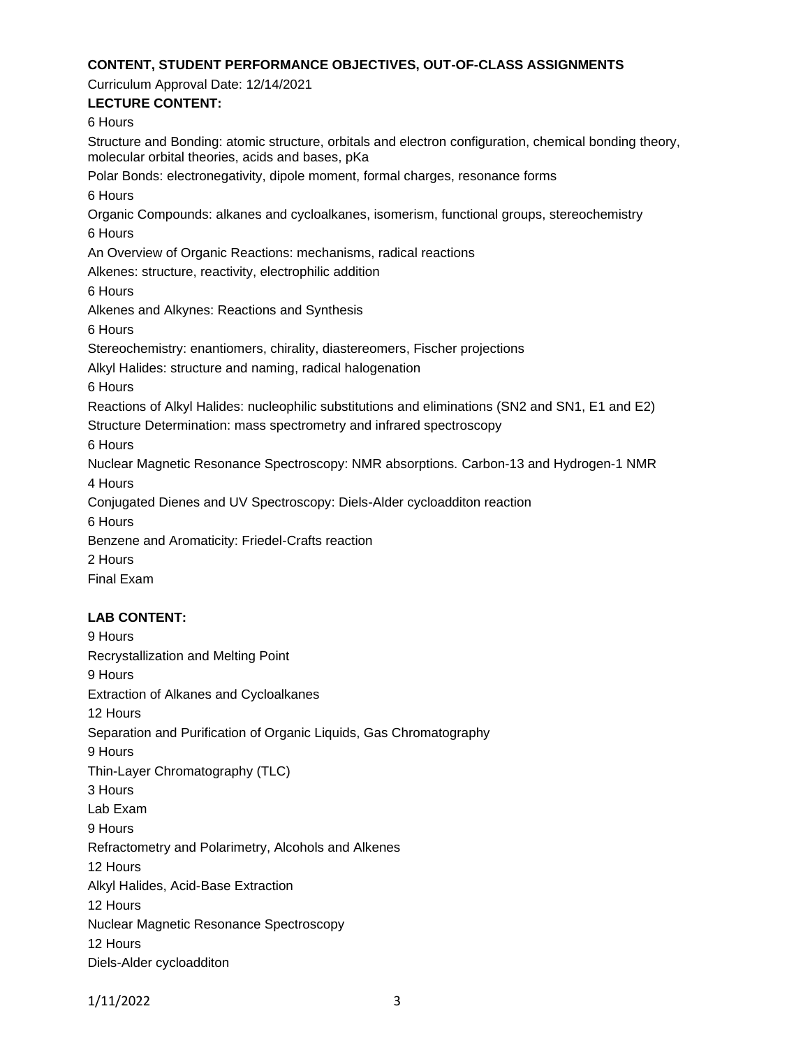**CONTENT, STUDENT PERFORMANCE OBJECTIVES, OUT-OF-CLASS ASSIGNMENTS**

Curriculum Approval Date: 12/14/2021

**LECTURE CONTENT:**

6 Hours

Structure and Bonding: atomic structure, orbitals and electron configuration, chemical bonding theory, molecular orbital theories, acids and bases, pKa

Polar Bonds: electronegativity, dipole moment, formal charges, resonance forms

6 Hours

Organic Compounds: alkanes and cycloalkanes, isomerism, functional groups, stereochemistry

6 Hours

An Overview of Organic Reactions: mechanisms, radical reactions

Alkenes: structure, reactivity, electrophilic addition

6 Hours

Alkenes and Alkynes: Reactions and Synthesis

6 Hours

Stereochemistry: enantiomers, chirality, diastereomers, Fischer projections

Alkyl Halides: structure and naming, radical halogenation

6 Hours

Reactions of Alkyl Halides: nucleophilic substitutions and eliminations (SN2 and SN1, E1 and E2)

Structure Determination: mass spectrometry and infrared spectroscopy

6 Hours

Nuclear Magnetic Resonance Spectroscopy: NMR absorptions. Carbon-13 and Hydrogen-1 NMR

4 Hours

Conjugated Dienes and UV Spectroscopy: Diels-Alder cycloadditon reaction

6 Hours

Benzene and Aromaticity: Friedel-Crafts reaction

2 Hours

Final Exam

**LAB CONTENT:**

9 Hours

Recrystallization and Melting Point

9 Hours

Extraction of Alkanes and Cycloalkanes

12 Hours

Separation and Purification of Organic Liquids, Gas Chromatography

9 Hours

Thin-Layer Chromatography (TLC)

3 Hours

Lab Exam

9 Hours

Refractometry and Polarimetry, Alcohols and Alkenes

12 Hours

Alkyl Halides, Acid-Base Extraction

12 Hours

Nuclear Magnetic Resonance Spectroscopy

12 Hours

Diels-Alder cycloadditon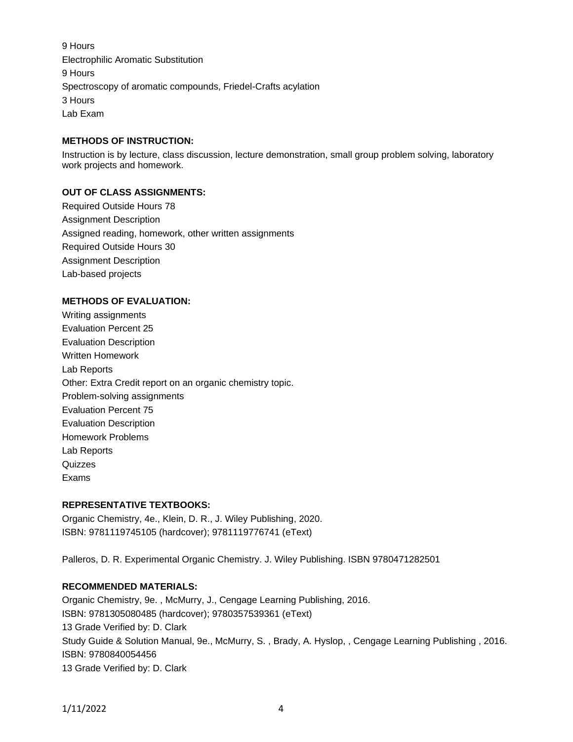9 Hours
Electrophilic Aromatic Substitution
9 Hours
Spectroscopy of aromatic compounds, Friedel-Crafts acylation
3 Hours
Lab Exam

**METHODS OF INSTRUCTION:**

Instruction is by lecture, class discussion, lecture demonstration, small group problem solving, laboratory work projects and homework.

**OUT OF CLASS ASSIGNMENTS:**

Required Outside Hours 78
Assignment Description
Assigned reading, homework, other written assignments
Required Outside Hours 30
Assignment Description
Lab-based projects

**METHODS OF EVALUATION:**

Writing assignments
Evaluation Percent 25
Evaluation Description
Written Homework
Lab Reports
Other: Extra Credit report on an organic chemistry topic.
Problem-solving assignments
Evaluation Percent 75
Evaluation Description
Homework Problems
Lab Reports
Quizzes
Exams

**REPRESENTATIVE TEXTBOOKS:**

Organic Chemistry, 4e., Klein, D. R., J. Wiley Publishing, 2020.
ISBN: 9781119745105 (hardcover); 9781119776741 (eText)

Palleros, D. R. Experimental Organic Chemistry. J. Wiley Publishing. ISBN 9780471282501

**RECOMMENDED MATERIALS:**

Organic Chemistry, 9e. , McMurry, J., Cengage Learning Publishing, 2016.
ISBN: 9781305080485 (hardcover); 9780357539361 (eText)
13 Grade Verified by: D. Clark
Study Guide & Solution Manual, 9e., McMurry, S. , Brady, A. Hyslop, , Cengage Learning Publishing , 2016.
ISBN: 9780840054456
13 Grade Verified by: D. Clark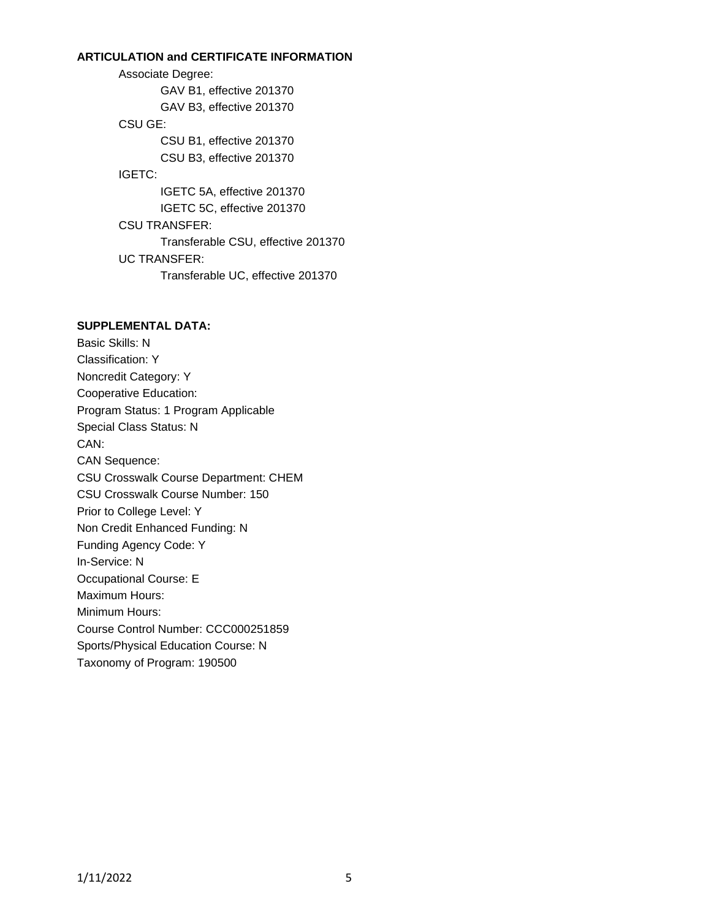**ARTICULATION and CERTIFICATE INFORMATION**

- Associate Degree:
  - GAV B1, effective 201370
  - GAV B3, effective 201370
- CSU GE:
  - CSU B1, effective 201370
  - CSU B3, effective 201370
- IGETC:
  - IGETC 5A, effective 201370
  - IGETC 5C, effective 201370
- CSU TRANSFER:
  - Transferable CSU, effective 201370
- UC TRANSFER:
  - Transferable UC, effective 201370

**SUPPLEMENTAL DATA:**

Basic Skills: N
Classification: Y
Noncredit Category: Y
Cooperative Education:
Program Status: 1 Program Applicable
Special Class Status: N
CAN:
CAN Sequence:
CSU Crosswalk Course Department: CHEM
CSU Crosswalk Course Number: 150
Prior to College Level: Y
Non Credit Enhanced Funding: N
Funding Agency Code: Y
In-Service: N
Occupational Course: E
Maximum Hours:
Minimum Hours:
Course Control Number: CCC000251859
Sports/Physical Education Course: N
Taxonomy of Program: 190500